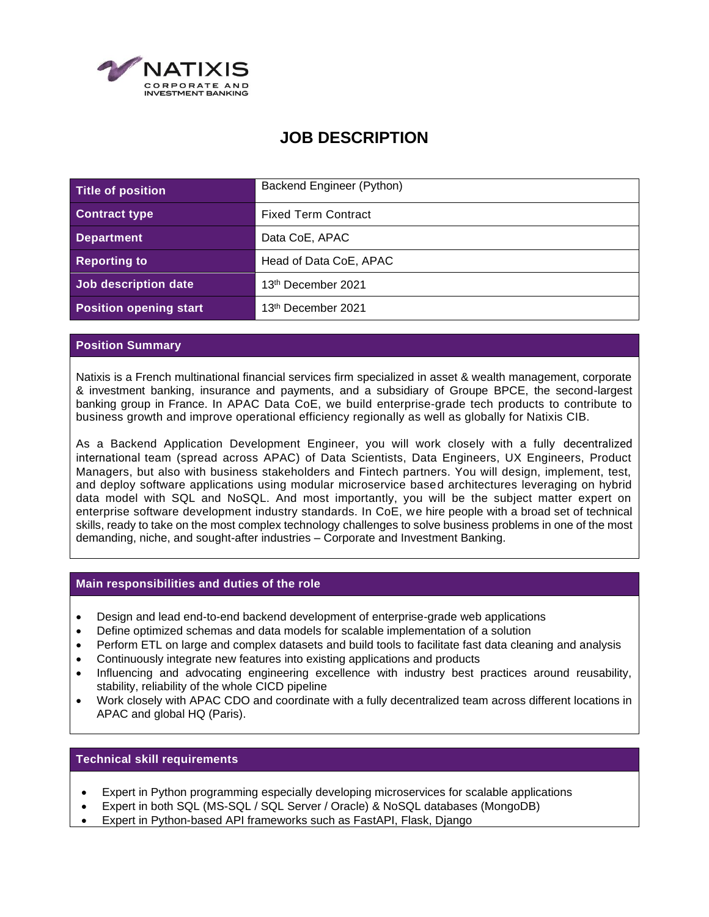# JOB DESCRIPTION

| Title of position | Backend Engineer (Python) |
|---|---|
| Contract type | Fixed Term Contract |
| Department | Data CoE, APAC |
| Reporting to | Head of Data CoE, APAC |
| Job description date | 13th December 2021 |
| Position opening start | 13th December 2021 |

## Position Summary

Natixis is a French multinational financial services firm specialized in asset & wealth management, corporate & investment banking, insurance and payments, and a subsidiary of Groupe BPCE, the second-largest banking group in France. In APAC Data CoE, we build enterprise-grade tech products to contribute to business growth and improve operational efficiency regionally as well as globally for Natixis CIB.

As a Backend Application Development Engineer, you will work closely with a fully decentralized international team (spread across APAC) of Data Scientists, Data Engineers, UX Engineers, Product Managers, but also with business stakeholders and Fintech partners. You will design, implement, test, and deploy software applications using modular microservice based architectures leveraging on hybrid data model with SQL and NoSQL. And most importantly, you will be the subject matter expert on enterprise software development industry standards. In CoE, we hire people with a broad set of technical skills, ready to take on the most complex technology challenges to solve business problems in one of the most demanding, niche, and sought-after industries – Corporate and Investment Banking.

## Main responsibilities and duties of the role

- Design and lead end-to-end backend development of enterprise-grade web applications
- Define optimized schemas and data models for scalable implementation of a solution
- Perform ETL on large and complex datasets and build tools to facilitate fast data cleaning and analysis
- Continuously integrate new features into existing applications and products
- Influencing and advocating engineering excellence with industry best practices around reusability, stability, reliability of the whole CICD pipeline
- Work closely with APAC CDO and coordinate with a fully decentralized team across different locations in APAC and global HQ (Paris).

## Technical skill requirements

- Expert in Python programming especially developing microservices for scalable applications
- Expert in both SQL (MS-SQL / SQL Server / Oracle) & NoSQL databases (MongoDB)
- Expert in Python-based API frameworks such as FastAPI, Flask, Django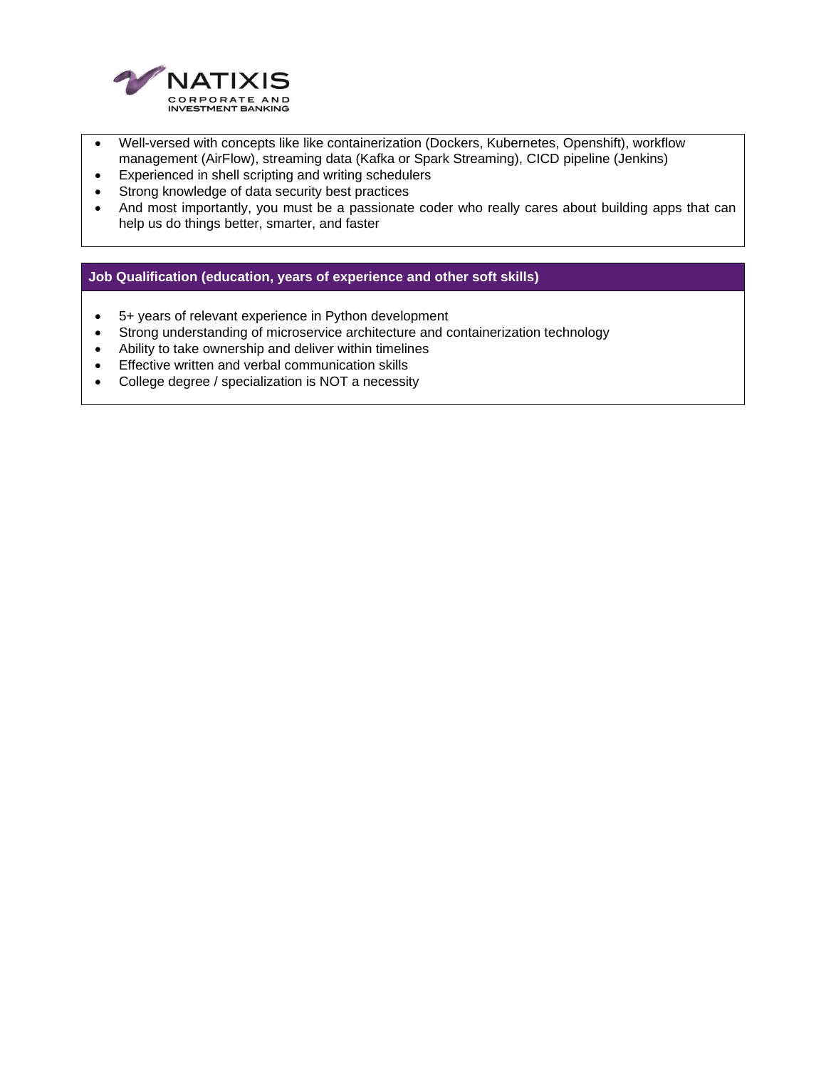- Well-versed with concepts like like containerization (Dockers, Kubernetes, Openshift), workflow management (AirFlow), streaming data (Kafka or Spark Streaming), CICD pipeline (Jenkins)
- Experienced in shell scripting and writing schedulers
- Strong knowledge of data security best practices
- And most importantly, you must be a passionate coder who really cares about building apps that can help us do things better, smarter, and faster

## Job Qualification (education, years of experience and other soft skills)

- 5+ years of relevant experience in Python development
- Strong understanding of microservice architecture and containerization technology
- Ability to take ownership and deliver within timelines
- Effective written and verbal communication skills
- College degree / specialization is NOT a necessity